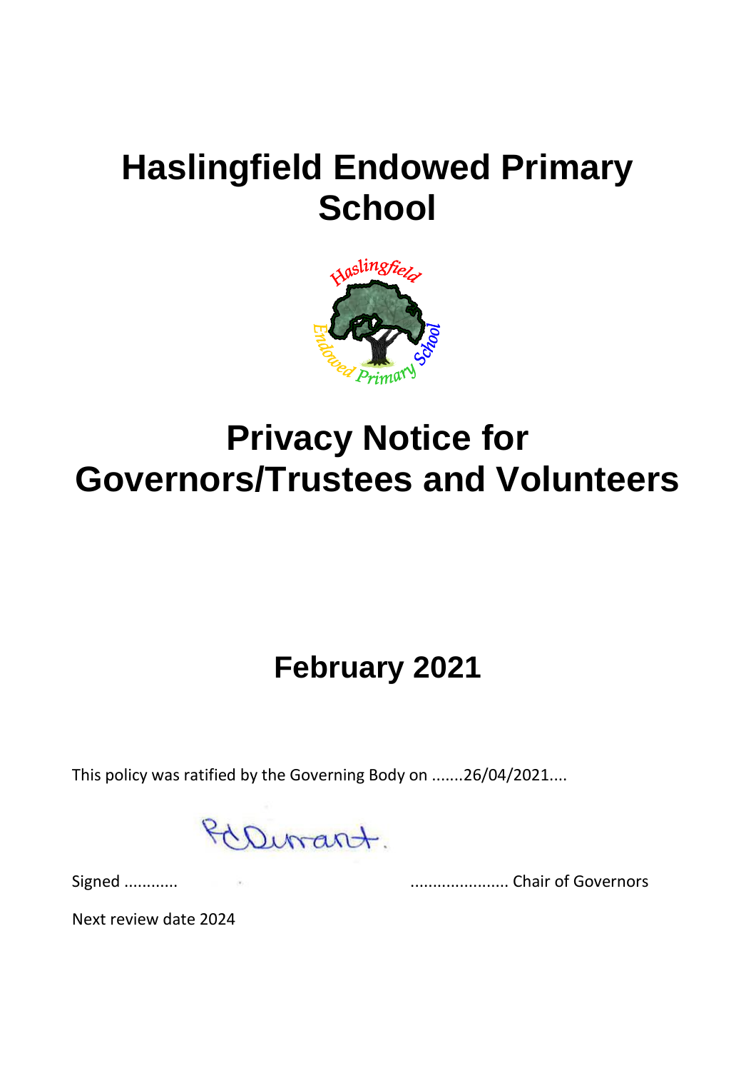# Haslingfield Endowed Primary School

# Privacy Notice for Governors/Trustees and Volunteers

## February 2021

This policy was ratified by the Governing Body on .......26/04/2021....

Signed ............ ...................... Chair of Governors

Next review date 2024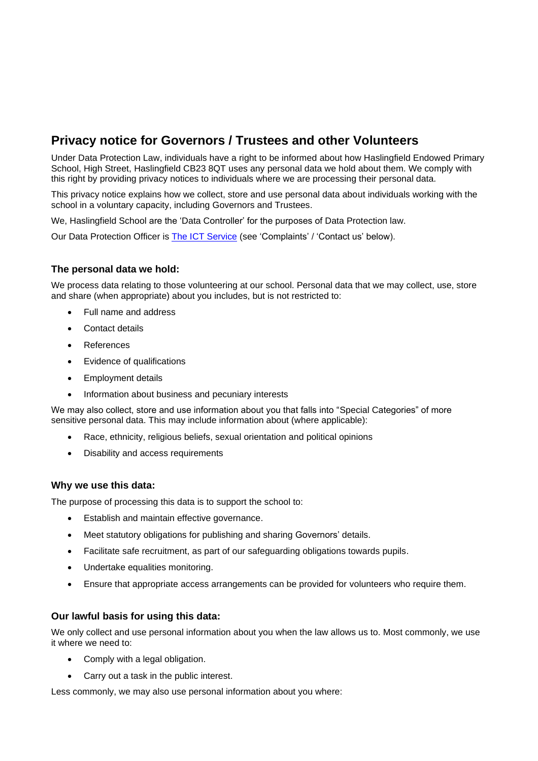# Privacy notice for Governors / Trustees and other Volunteers

Under Data Protection Law, individuals have a right to be informed about how Haslingfield Endowed Primary School, High Street, Haslingfield CB23 8QT uses any personal data we hold about them. We comply with this right by providing privacy notices to individuals where we are processing their personal data.

This privacy notice explains how we collect, store and use personal data about individuals working with the school in a voluntary capacity, including Governors and Trustees.

We, Haslingfield School are the 'Data Controller' for the purposes of Data Protection law.

Our Data Protection Officer is [The ICT Service] (see 'Complaints' / 'Contact us' below).

### The personal data we hold:

We process data relating to those volunteering at our school. Personal data that we may collect, use, store and share (when appropriate) about you includes, but is not restricted to:

- Full name and address
- Contact details
- References
- Evidence of qualifications
- Employment details
- Information about business and pecuniary interests

We may also collect, store and use information about you that falls into "Special Categories" of more sensitive personal data. This may include information about (where applicable):

- Race, ethnicity, religious beliefs, sexual orientation and political opinions
- Disability and access requirements

### Why we use this data:

The purpose of processing this data is to support the school to:

- Establish and maintain effective governance.
- Meet statutory obligations for publishing and sharing Governors' details.
- Facilitate safe recruitment, as part of our safeguarding obligations towards pupils.
- Undertake equalities monitoring.
- Ensure that appropriate access arrangements can be provided for volunteers who require them.

### Our lawful basis for using this data:

We only collect and use personal information about you when the law allows us to. Most commonly, we use it where we need to:

- Comply with a legal obligation.
- Carry out a task in the public interest.

Less commonly, we may also use personal information about you where: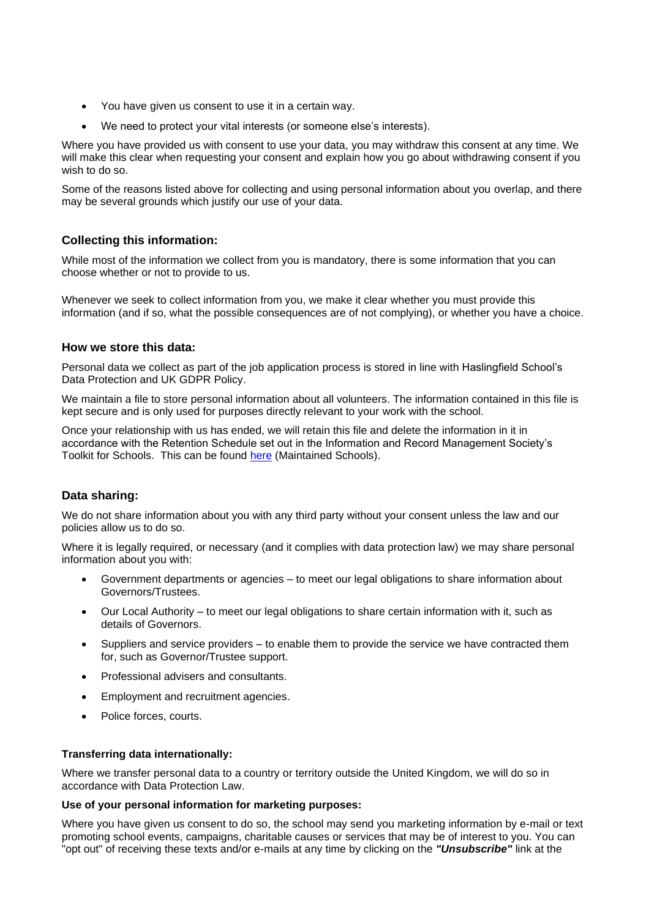- You have given us consent to use it in a certain way.
- We need to protect your vital interests (or someone else's interests).

Where you have provided us with consent to use your data, you may withdraw this consent at any time. We will make this clear when requesting your consent and explain how you go about withdrawing consent if you wish to do so.

Some of the reasons listed above for collecting and using personal information about you overlap, and there may be several grounds which justify our use of your data.

## Collecting this information:

While most of the information we collect from you is mandatory, there is some information that you can choose whether or not to provide to us.

Whenever we seek to collect information from you, we make it clear whether you must provide this information (and if so, what the possible consequences are of not complying), or whether you have a choice.

## How we store this data:

Personal data we collect as part of the job application process is stored in line with Haslingfield School's Data Protection and UK GDPR Policy.

We maintain a file to store personal information about all volunteers. The information contained in this file is kept secure and is only used for purposes directly relevant to your work with the school.

Once your relationship with us has ended, we will retain this file and delete the information in it in accordance with the Retention Schedule set out in the Information and Record Management Society's Toolkit for Schools. This can be found [here] (Maintained Schools).

## Data sharing:

We do not share information about you with any third party without your consent unless the law and our policies allow us to do so.

Where it is legally required, or necessary (and it complies with data protection law) we may share personal information about you with:

- Government departments or agencies – to meet our legal obligations to share information about Governors/Trustees.
- Our Local Authority – to meet our legal obligations to share certain information with it, such as details of Governors.
- Suppliers and service providers – to enable them to provide the service we have contracted them for, such as Governor/Trustee support.
- Professional advisers and consultants.
- Employment and recruitment agencies.
- Police forces, courts.

### Transferring data internationally:

Where we transfer personal data to a country or territory outside the United Kingdom, we will do so in accordance with Data Protection Law.

### Use of your personal information for marketing purposes:

Where you have given us consent to do so, the school may send you marketing information by e-mail or text promoting school events, campaigns, charitable causes or services that may be of interest to you. You can "opt out" of receiving these texts and/or e-mails at any time by clicking on the ***"Unsubscribe"*** link at the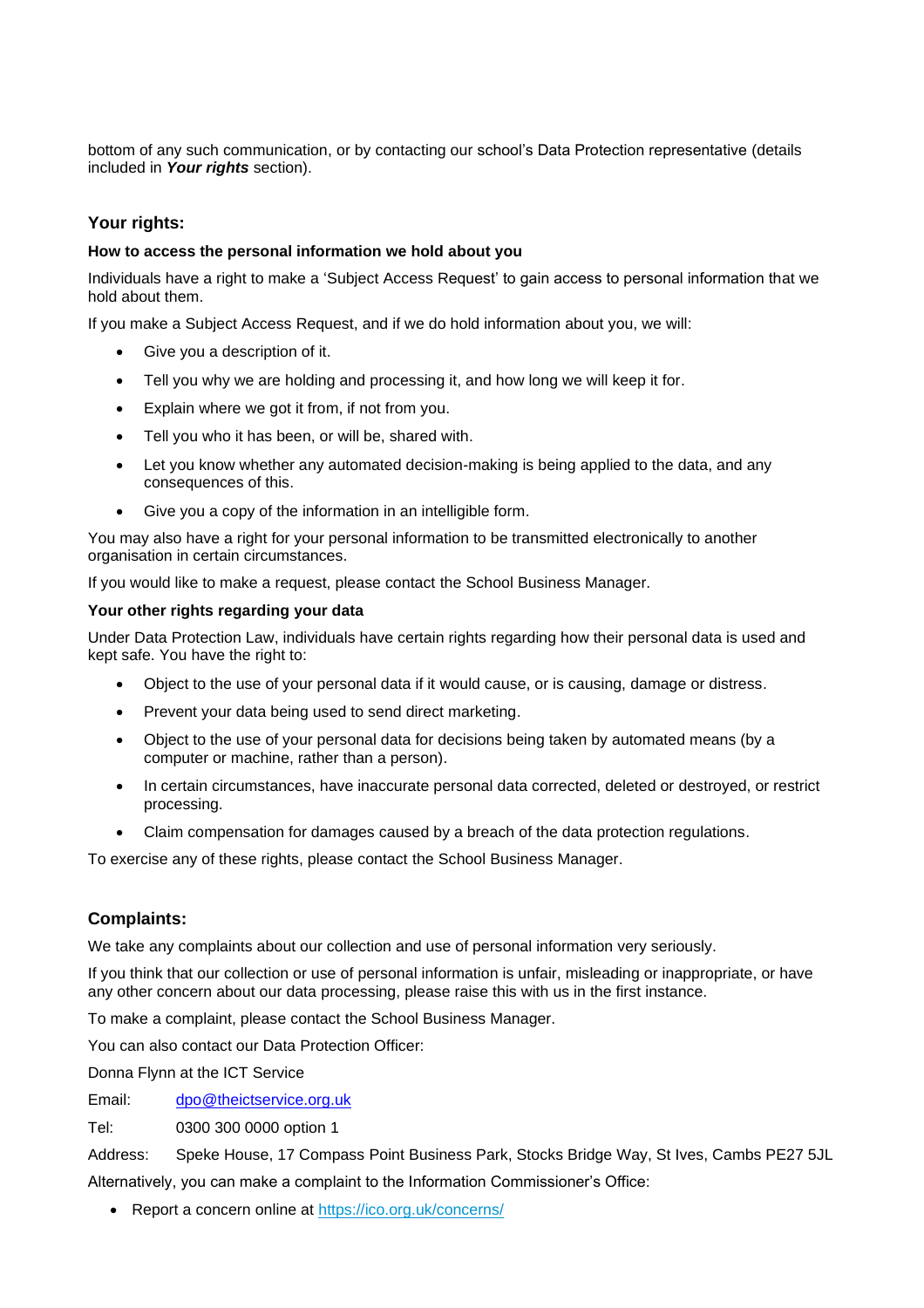bottom of any such communication, or by contacting our school's Data Protection representative (details included in ***Your rights*** section).

## Your rights:

**How to access the personal information we hold about you**

Individuals have a right to make a 'Subject Access Request' to gain access to personal information that we hold about them.

If you make a Subject Access Request, and if we do hold information about you, we will:

- Give you a description of it.
- Tell you why we are holding and processing it, and how long we will keep it for.
- Explain where we got it from, if not from you.
- Tell you who it has been, or will be, shared with.
- Let you know whether any automated decision-making is being applied to the data, and any consequences of this.
- Give you a copy of the information in an intelligible form.

You may also have a right for your personal information to be transmitted electronically to another organisation in certain circumstances.

If you would like to make a request, please contact the School Business Manager.

**Your other rights regarding your data**

Under Data Protection Law, individuals have certain rights regarding how their personal data is used and kept safe. You have the right to:

- Object to the use of your personal data if it would cause, or is causing, damage or distress.
- Prevent your data being used to send direct marketing.
- Object to the use of your personal data for decisions being taken by automated means (by a computer or machine, rather than a person).
- In certain circumstances, have inaccurate personal data corrected, deleted or destroyed, or restrict processing.
- Claim compensation for damages caused by a breach of the data protection regulations.

To exercise any of these rights, please contact the School Business Manager.

## Complaints:

We take any complaints about our collection and use of personal information very seriously.

If you think that our collection or use of personal information is unfair, misleading or inappropriate, or have any other concern about our data processing, please raise this with us in the first instance.

To make a complaint, please contact the School Business Manager.

You can also contact our Data Protection Officer:

Donna Flynn at the ICT Service

Email: dpo@theictservice.org.uk

Tel: 0300 300 0000 option 1

Address: Speke House, 17 Compass Point Business Park, Stocks Bridge Way, St Ives, Cambs PE27 5JL

Alternatively, you can make a complaint to the Information Commissioner's Office:

- Report a concern online at https://ico.org.uk/concerns/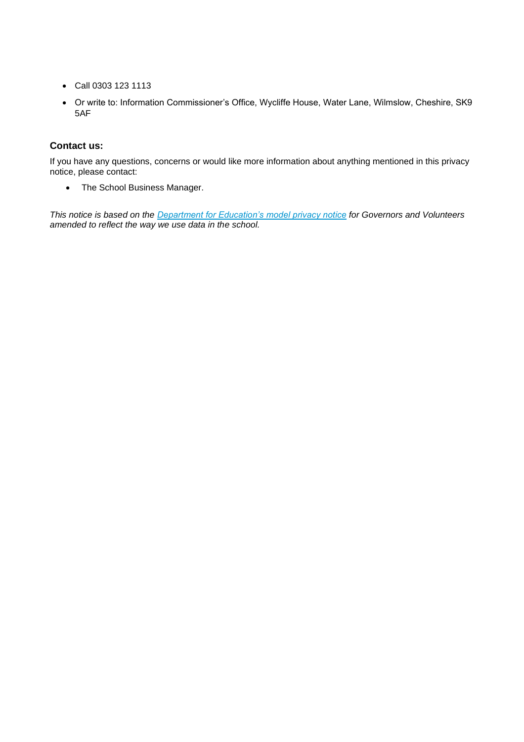- Call 0303 123 1113
- Or write to: Information Commissioner's Office, Wycliffe House, Water Lane, Wilmslow, Cheshire, SK9 5AF

### Contact us:

If you have any questions, concerns or would like more information about anything mentioned in this privacy notice, please contact:

- The School Business Manager.

*This notice is based on the [Department for Education's model privacy notice](#) for Governors and Volunteers amended to reflect the way we use data in the school.*